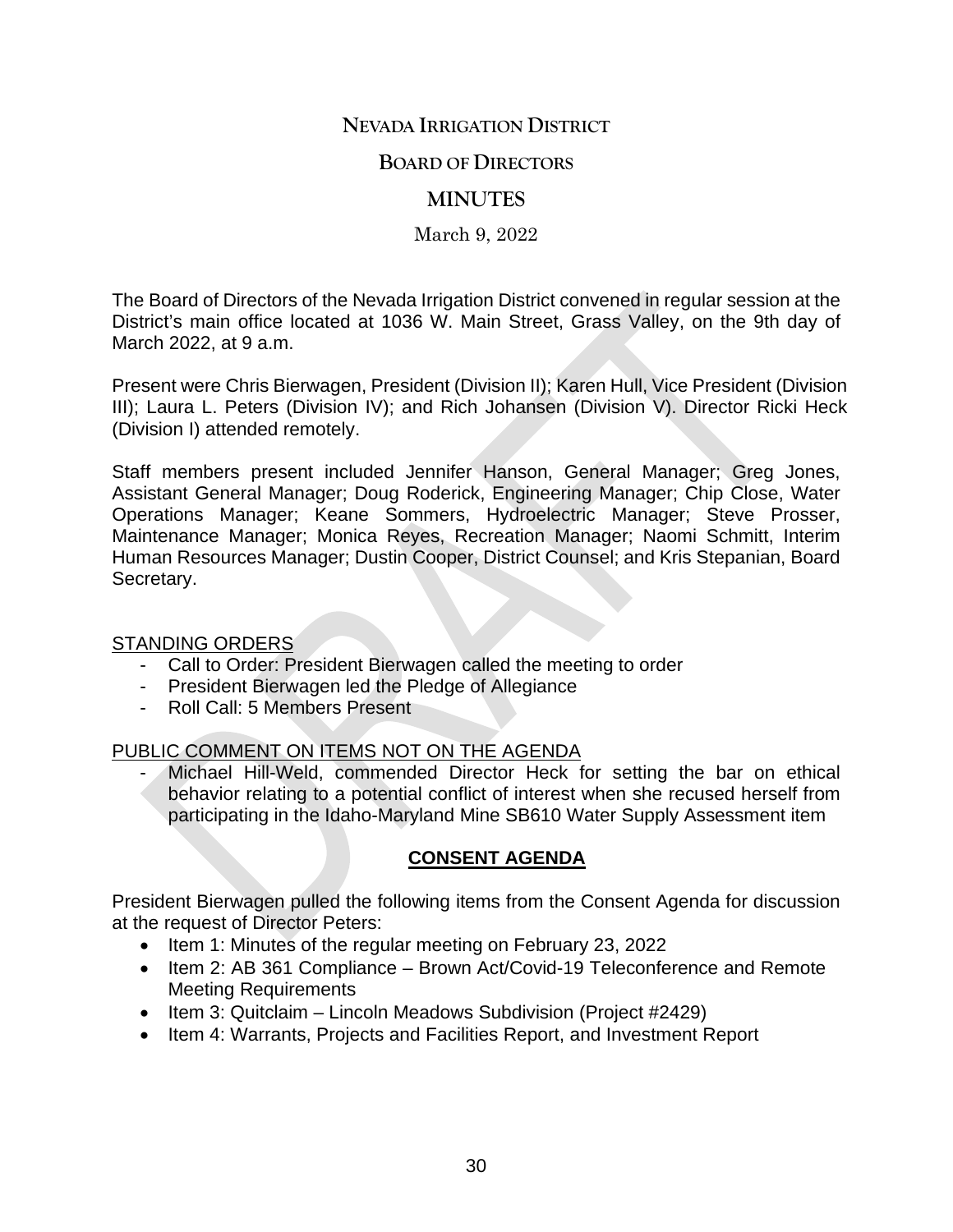# NEVADA IRRIGATION DISTRICT

## BOARD OF DIRECTORS

## MINUTES

March 9, 2022

The Board of Directors of the Nevada Irrigation District convened in regular session at the District's main office located at 1036 W. Main Street, Grass Valley, on the 9th day of March 2022, at 9 a.m.

Present were Chris Bierwagen, President (Division II); Karen Hull, Vice President (Division III); Laura L. Peters (Division IV); and Rich Johansen (Division V). Director Ricki Heck (Division I) attended remotely.

Staff members present included Jennifer Hanson, General Manager; Greg Jones, Assistant General Manager; Doug Roderick, Engineering Manager; Chip Close, Water Operations Manager; Keane Sommers, Hydroelectric Manager; Steve Prosser, Maintenance Manager; Monica Reyes, Recreation Manager; Naomi Schmitt, Interim Human Resources Manager; Dustin Cooper, District Counsel; and Kris Stepanian, Board Secretary.

STANDING ORDERS

- Call to Order: President Bierwagen called the meeting to order
- President Bierwagen led the Pledge of Allegiance
- Roll Call: 5 Members Present

PUBLIC COMMENT ON ITEMS NOT ON THE AGENDA

- Michael Hill-Weld, commended Director Heck for setting the bar on ethical behavior relating to a potential conflict of interest when she recused herself from participating in the Idaho-Maryland Mine SB610 Water Supply Assessment item

**CONSENT AGENDA**

President Bierwagen pulled the following items from the Consent Agenda for discussion at the request of Director Peters:

- Item 1: Minutes of the regular meeting on February 23, 2022
- Item 2: AB 361 Compliance – Brown Act/Covid-19 Teleconference and Remote Meeting Requirements
- Item 3: Quitclaim – Lincoln Meadows Subdivision (Project #2429)
- Item 4: Warrants, Projects and Facilities Report, and Investment Report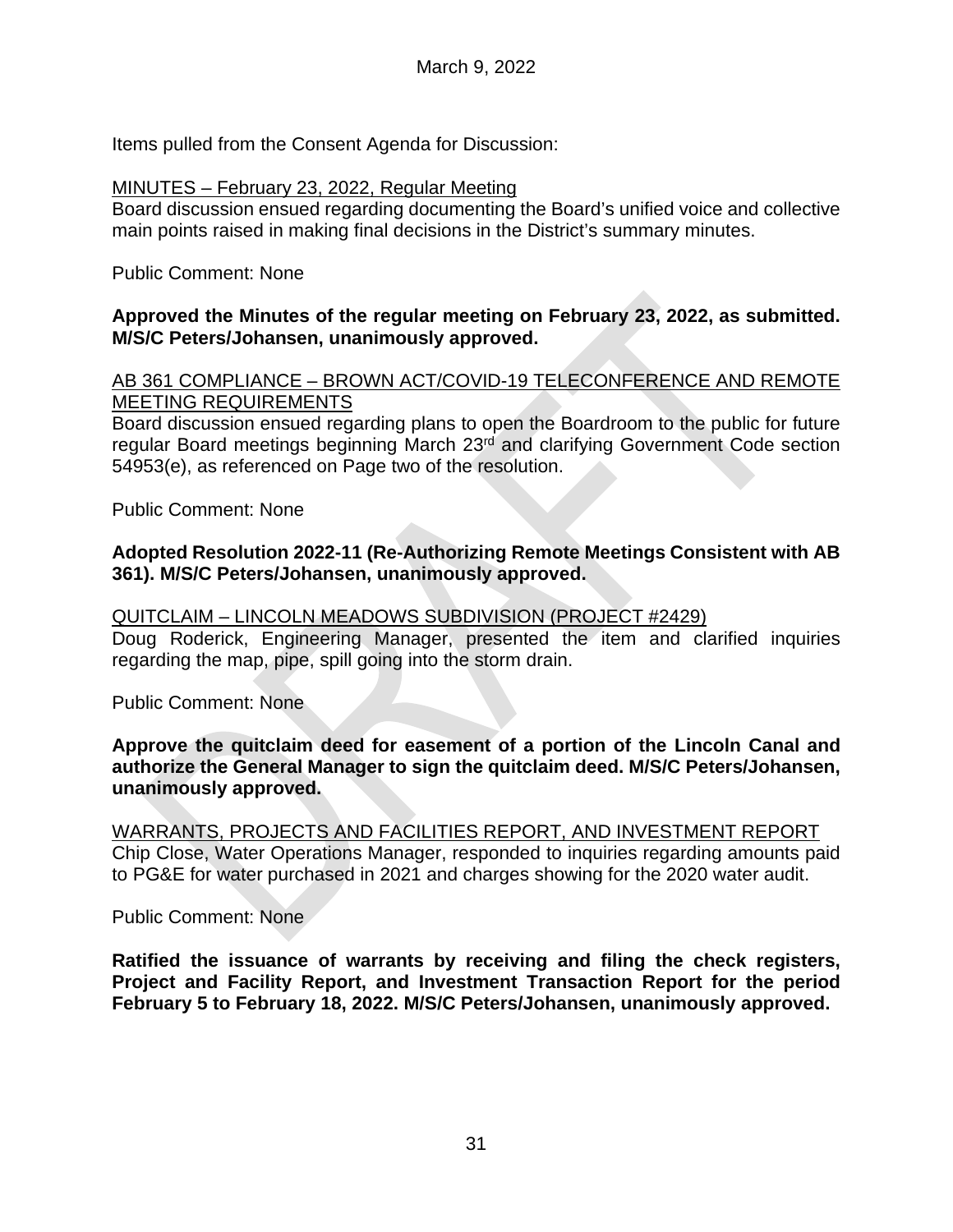Items pulled from the Consent Agenda for Discussion:

MINUTES – February 23, 2022, Regular Meeting

Board discussion ensued regarding documenting the Board's unified voice and collective main points raised in making final decisions in the District's summary minutes.

Public Comment: None

**Approved the Minutes of the regular meeting on February 23, 2022, as submitted. M/S/C Peters/Johansen, unanimously approved.**

AB 361 COMPLIANCE – BROWN ACT/COVID-19 TELECONFERENCE AND REMOTE MEETING REQUIREMENTS

Board discussion ensued regarding plans to open the Boardroom to the public for future regular Board meetings beginning March 23rd and clarifying Government Code section 54953(e), as referenced on Page two of the resolution.

Public Comment: None

**Adopted Resolution 2022-11 (Re-Authorizing Remote Meetings Consistent with AB 361). M/S/C Peters/Johansen, unanimously approved.**

QUITCLAIM – LINCOLN MEADOWS SUBDIVISION (PROJECT #2429)

Doug Roderick, Engineering Manager, presented the item and clarified inquiries regarding the map, pipe, spill going into the storm drain.

Public Comment: None

**Approve the quitclaim deed for easement of a portion of the Lincoln Canal and authorize the General Manager to sign the quitclaim deed. M/S/C Peters/Johansen, unanimously approved.**

WARRANTS, PROJECTS AND FACILITIES REPORT, AND INVESTMENT REPORT

Chip Close, Water Operations Manager, responded to inquiries regarding amounts paid to PG&E for water purchased in 2021 and charges showing for the 2020 water audit.

Public Comment: None

**Ratified the issuance of warrants by receiving and filing the check registers, Project and Facility Report, and Investment Transaction Report for the period February 5 to February 18, 2022. M/S/C Peters/Johansen, unanimously approved.**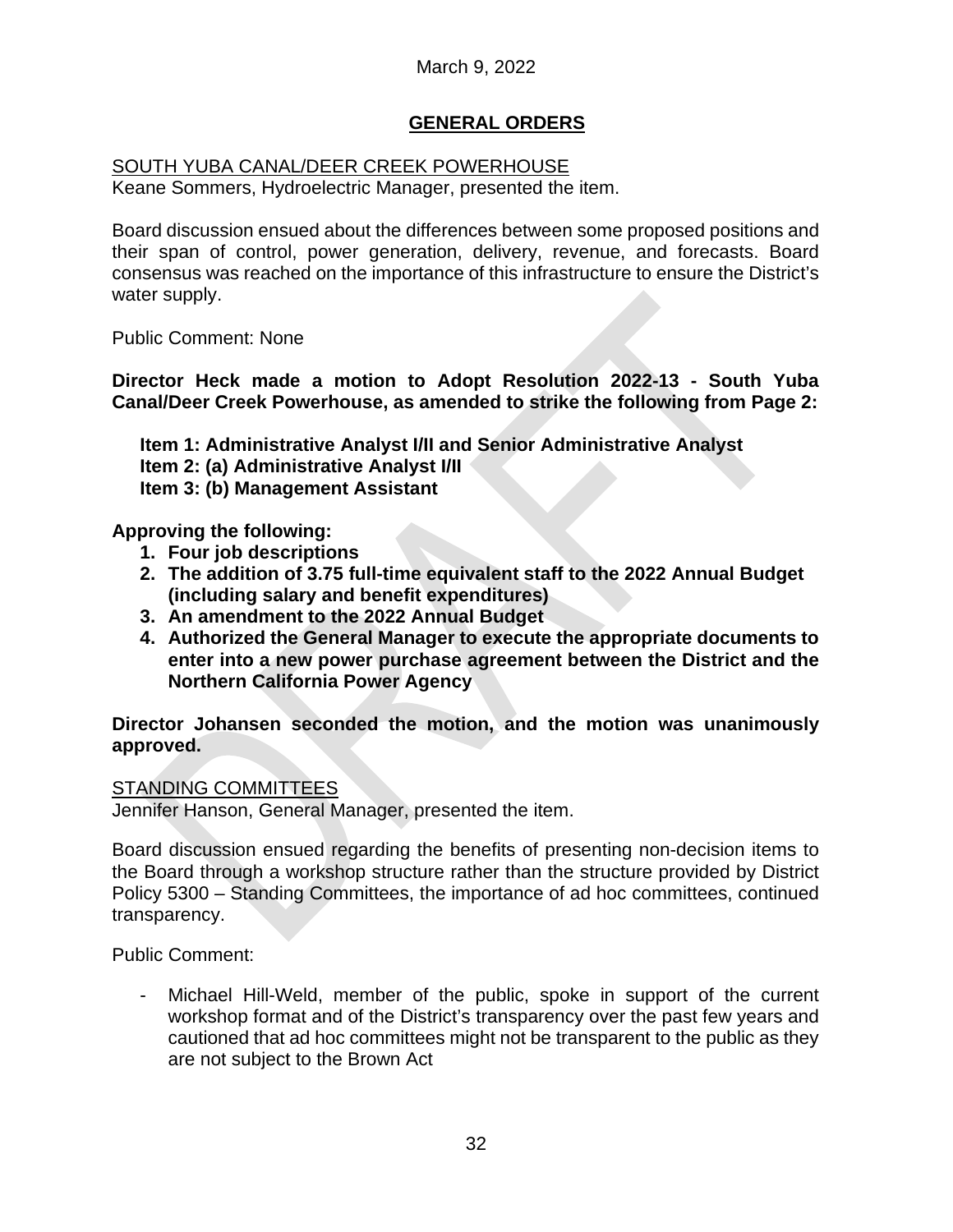March 9, 2022

## GENERAL ORDERS

SOUTH YUBA CANAL/DEER CREEK POWERHOUSE

Keane Sommers, Hydroelectric Manager, presented the item.

Board discussion ensued about the differences between some proposed positions and their span of control, power generation, delivery, revenue, and forecasts. Board consensus was reached on the importance of this infrastructure to ensure the District's water supply.

Public Comment: None

**Director Heck made a motion to Adopt Resolution 2022-13 - South Yuba Canal/Deer Creek Powerhouse, as amended to strike the following from Page 2:**

**Item 1: Administrative Analyst I/II and Senior Administrative Analyst**
**Item 2: (a) Administrative Analyst I/II**
**Item 3: (b) Management Assistant**

**Approving the following:**

1. **Four job descriptions**
2. **The addition of 3.75 full-time equivalent staff to the 2022 Annual Budget (including salary and benefit expenditures)**
3. **An amendment to the 2022 Annual Budget**
4. **Authorized the General Manager to execute the appropriate documents to enter into a new power purchase agreement between the District and the Northern California Power Agency**

**Director Johansen seconded the motion, and the motion was unanimously approved.**

STANDING COMMITTEES

Jennifer Hanson, General Manager, presented the item.

Board discussion ensued regarding the benefits of presenting non-decision items to the Board through a workshop structure rather than the structure provided by District Policy 5300 – Standing Committees, the importance of ad hoc committees, continued transparency.

Public Comment:

- Michael Hill-Weld, member of the public, spoke in support of the current workshop format and of the District's transparency over the past few years and cautioned that ad hoc committees might not be transparent to the public as they are not subject to the Brown Act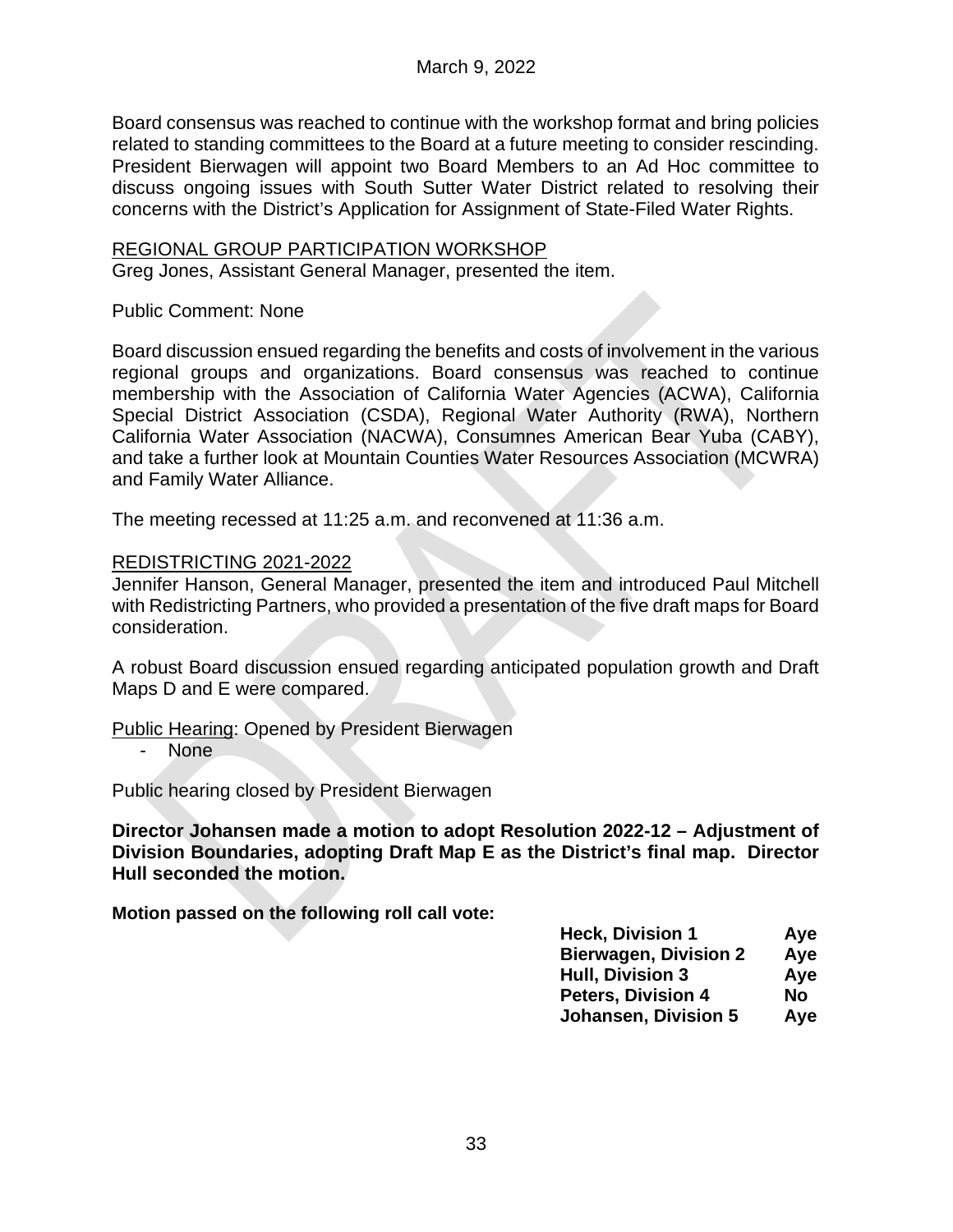March 9, 2022

Board consensus was reached to continue with the workshop format and bring policies related to standing committees to the Board at a future meeting to consider rescinding. President Bierwagen will appoint two Board Members to an Ad Hoc committee to discuss ongoing issues with South Sutter Water District related to resolving their concerns with the District's Application for Assignment of State-Filed Water Rights.

<u>REGIONAL GROUP PARTICIPATION WORKSHOP</u>
Greg Jones, Assistant General Manager, presented the item.

Public Comment: None

Board discussion ensued regarding the benefits and costs of involvement in the various regional groups and organizations. Board consensus was reached to continue membership with the Association of California Water Agencies (ACWA), California Special District Association (CSDA), Regional Water Authority (RWA), Northern California Water Association (NACWA), Consumnes American Bear Yuba (CABY), and take a further look at Mountain Counties Water Resources Association (MCWRA) and Family Water Alliance.

The meeting recessed at 11:25 a.m. and reconvened at 11:36 a.m.

<u>REDISTRICTING 2021-2022</u>
Jennifer Hanson, General Manager, presented the item and introduced Paul Mitchell with Redistricting Partners, who provided a presentation of the five draft maps for Board consideration.

A robust Board discussion ensued regarding anticipated population growth and Draft Maps D and E were compared.

<u>Public Hearing</u>: Opened by President Bierwagen
- None

Public hearing closed by President Bierwagen

**Director Johansen made a motion to adopt Resolution 2022-12 – Adjustment of Division Boundaries, adopting Draft Map E as the District's final map. Director Hull seconded the motion.**

**Motion passed on the following roll call vote:**

| | |
|---|---|
| **Heck, Division 1** | **Aye** |
| **Bierwagen, Division 2** | **Aye** |
| **Hull, Division 3** | **Aye** |
| **Peters, Division 4** | **No** |
| **Johansen, Division 5** | **Aye** |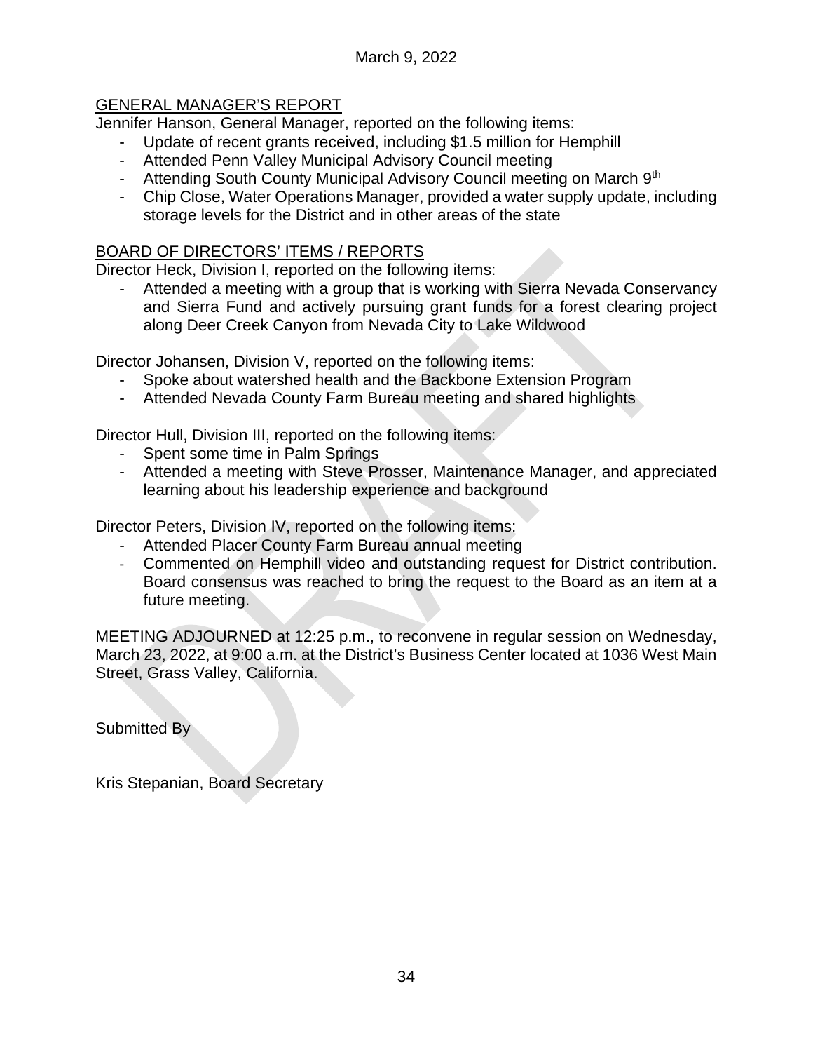March 9, 2022

GENERAL MANAGER'S REPORT

Jennifer Hanson, General Manager, reported on the following items:

- Update of recent grants received, including $1.5 million for Hemphill
- Attended Penn Valley Municipal Advisory Council meeting
- Attending South County Municipal Advisory Council meeting on March 9th
- Chip Close, Water Operations Manager, provided a water supply update, including storage levels for the District and in other areas of the state

BOARD OF DIRECTORS' ITEMS / REPORTS

Director Heck, Division I, reported on the following items:

- Attended a meeting with a group that is working with Sierra Nevada Conservancy and Sierra Fund and actively pursuing grant funds for a forest clearing project along Deer Creek Canyon from Nevada City to Lake Wildwood

Director Johansen, Division V, reported on the following items:

- Spoke about watershed health and the Backbone Extension Program
- Attended Nevada County Farm Bureau meeting and shared highlights

Director Hull, Division III, reported on the following items:

- Spent some time in Palm Springs
- Attended a meeting with Steve Prosser, Maintenance Manager, and appreciated learning about his leadership experience and background

Director Peters, Division IV, reported on the following items:

- Attended Placer County Farm Bureau annual meeting
- Commented on Hemphill video and outstanding request for District contribution. Board consensus was reached to bring the request to the Board as an item at a future meeting.

MEETING ADJOURNED at 12:25 p.m., to reconvene in regular session on Wednesday, March 23, 2022, at 9:00 a.m. at the District's Business Center located at 1036 West Main Street, Grass Valley, California.

Submitted By

Kris Stepanian, Board Secretary